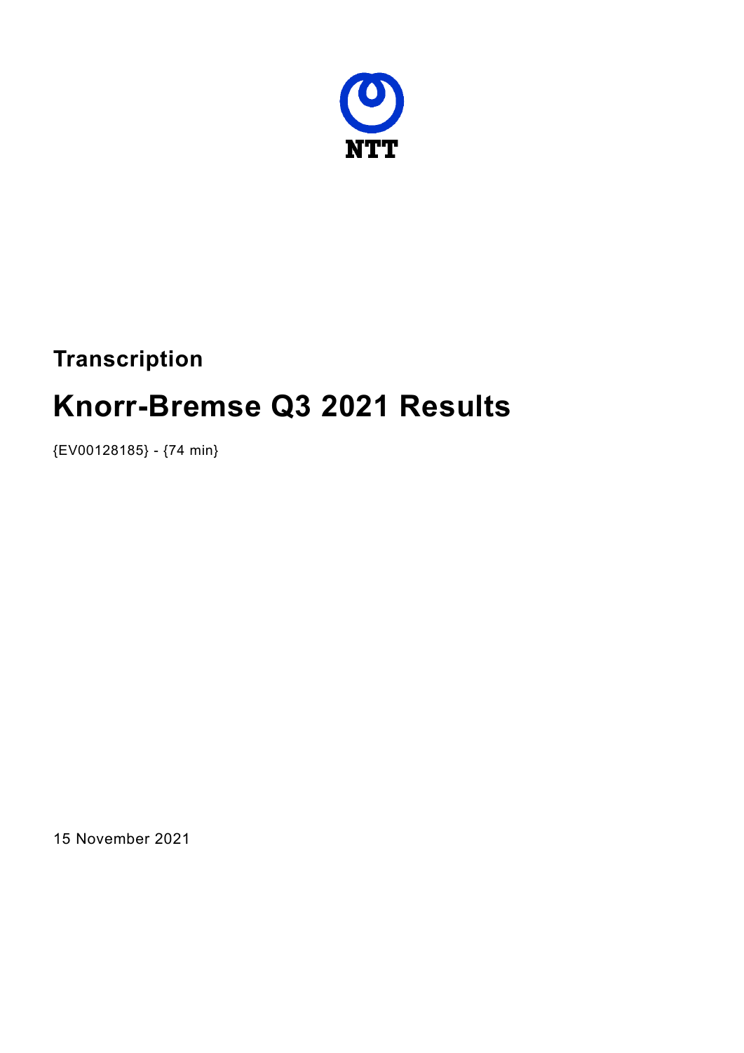NTT

**Transcription**

# Knorr-Bremse Q3 2021 Results

{EV00128185} - {74 min}

15 November 2021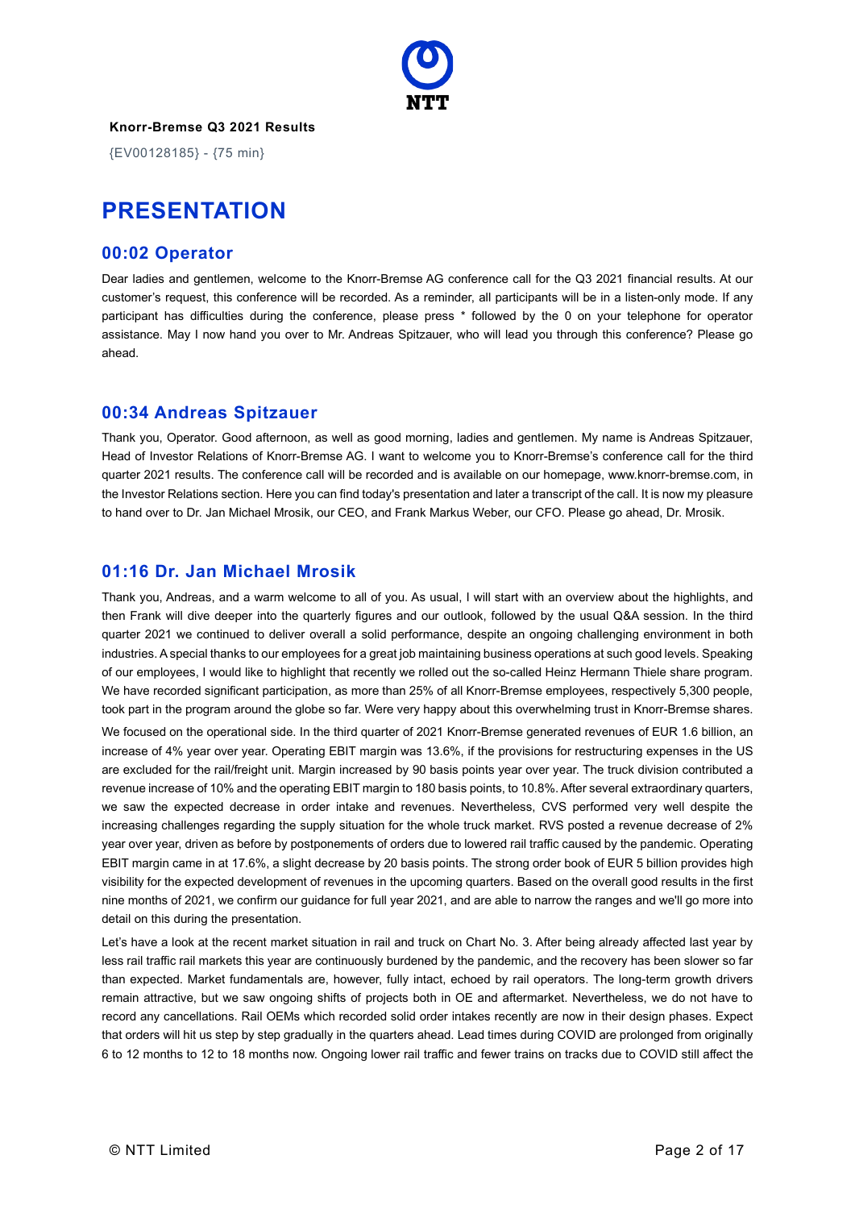**Knorr-Bremse Q3 2021 Results**

{EV00128185} - {75 min}

# PRESENTATION

## 00:02 Operator

Dear ladies and gentlemen, welcome to the Knorr-Bremse AG conference call for the Q3 2021 financial results. At our customer's request, this conference will be recorded. As a reminder, all participants will be in a listen-only mode. If any participant has difficulties during the conference, please press * followed by the 0 on your telephone for operator assistance. May I now hand you over to Mr. Andreas Spitzauer, who will lead you through this conference? Please go ahead.

## 00:34 Andreas Spitzauer

Thank you, Operator. Good afternoon, as well as good morning, ladies and gentlemen. My name is Andreas Spitzauer, Head of Investor Relations of Knorr-Bremse AG. I want to welcome you to Knorr-Bremse's conference call for the third quarter 2021 results. The conference call will be recorded and is available on our homepage, www.knorr-bremse.com, in the Investor Relations section. Here you can find today's presentation and later a transcript of the call. It is now my pleasure to hand over to Dr. Jan Michael Mrosik, our CEO, and Frank Markus Weber, our CFO. Please go ahead, Dr. Mrosik.

## 01:16 Dr. Jan Michael Mrosik

Thank you, Andreas, and a warm welcome to all of you. As usual, I will start with an overview about the highlights, and then Frank will dive deeper into the quarterly figures and our outlook, followed by the usual Q&A session. In the third quarter 2021 we continued to deliver overall a solid performance, despite an ongoing challenging environment in both industries. A special thanks to our employees for a great job maintaining business operations at such good levels. Speaking of our employees, I would like to highlight that recently we rolled out the so-called Heinz Hermann Thiele share program. We have recorded significant participation, as more than 25% of all Knorr-Bremse employees, respectively 5,300 people, took part in the program around the globe so far. Were very happy about this overwhelming trust in Knorr-Bremse shares.

We focused on the operational side. In the third quarter of 2021 Knorr-Bremse generated revenues of EUR 1.6 billion, an increase of 4% year over year. Operating EBIT margin was 13.6%, if the provisions for restructuring expenses in the US are excluded for the rail/freight unit. Margin increased by 90 basis points year over year. The truck division contributed a revenue increase of 10% and the operating EBIT margin to 180 basis points, to 10.8%. After several extraordinary quarters, we saw the expected decrease in order intake and revenues. Nevertheless, CVS performed very well despite the increasing challenges regarding the supply situation for the whole truck market. RVS posted a revenue decrease of 2% year over year, driven as before by postponements of orders due to lowered rail traffic caused by the pandemic. Operating EBIT margin came in at 17.6%, a slight decrease by 20 basis points. The strong order book of EUR 5 billion provides high visibility for the expected development of revenues in the upcoming quarters. Based on the overall good results in the first nine months of 2021, we confirm our guidance for full year 2021, and are able to narrow the ranges and we'll go more into detail on this during the presentation.

Let's have a look at the recent market situation in rail and truck on Chart No. 3. After being already affected last year by less rail traffic rail markets this year are continuously burdened by the pandemic, and the recovery has been slower so far than expected. Market fundamentals are, however, fully intact, echoed by rail operators. The long-term growth drivers remain attractive, but we saw ongoing shifts of projects both in OE and aftermarket. Nevertheless, we do not have to record any cancellations. Rail OEMs which recorded solid order intakes recently are now in their design phases. Expect that orders will hit us step by step gradually in the quarters ahead. Lead times during COVID are prolonged from originally 6 to 12 months to 12 to 18 months now. Ongoing lower rail traffic and fewer trains on tracks due to COVID still affect the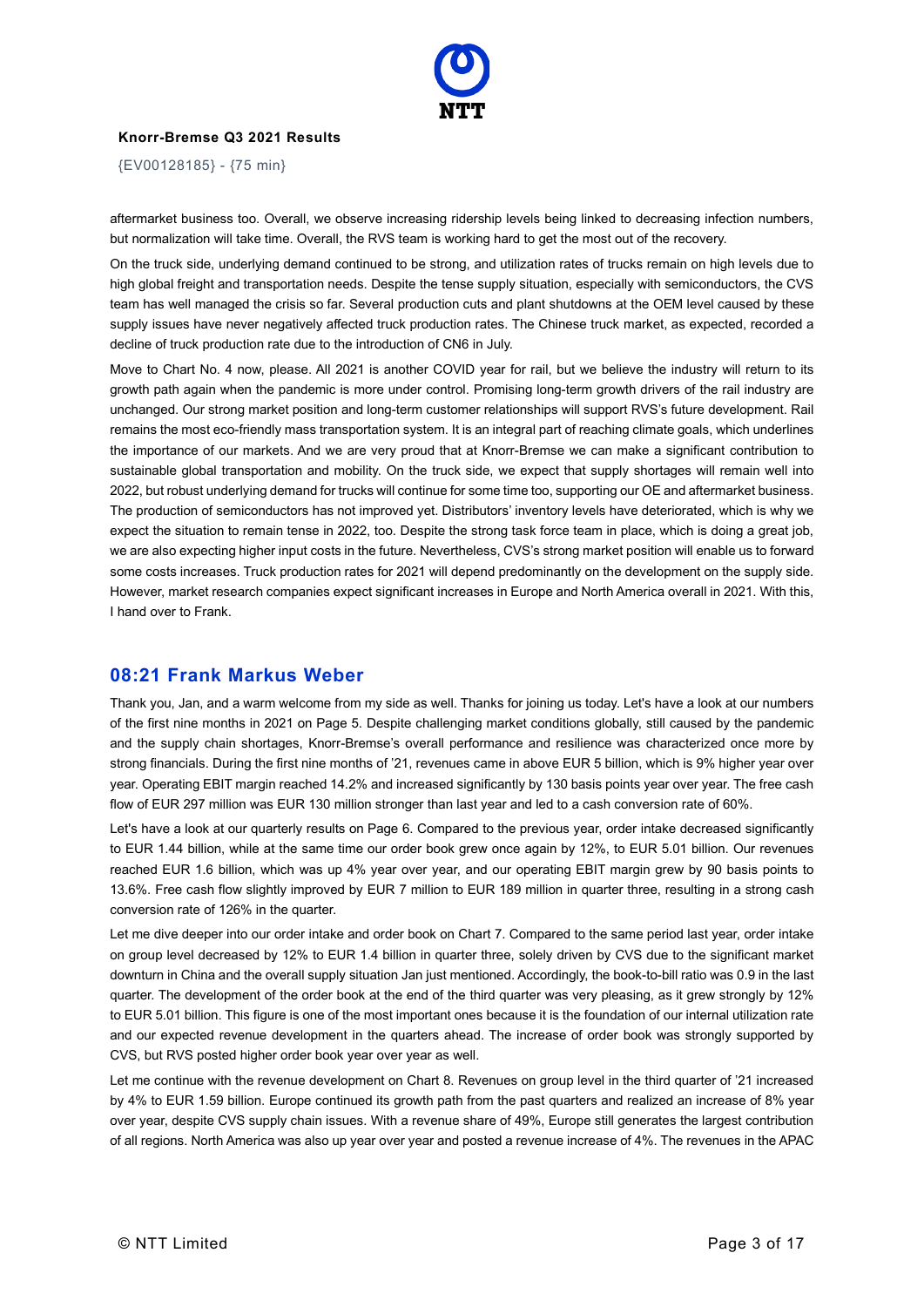aftermarket business too. Overall, we observe increasing ridership levels being linked to decreasing infection numbers, but normalization will take time. Overall, the RVS team is working hard to get the most out of the recovery.

On the truck side, underlying demand continued to be strong, and utilization rates of trucks remain on high levels due to high global freight and transportation needs. Despite the tense supply situation, especially with semiconductors, the CVS team has well managed the crisis so far. Several production cuts and plant shutdowns at the OEM level caused by these supply issues have never negatively affected truck production rates. The Chinese truck market, as expected, recorded a decline of truck production rate due to the introduction of CN6 in July.

Move to Chart No. 4 now, please. All 2021 is another COVID year for rail, but we believe the industry will return to its growth path again when the pandemic is more under control. Promising long-term growth drivers of the rail industry are unchanged. Our strong market position and long-term customer relationships will support RVS's future development. Rail remains the most eco-friendly mass transportation system. It is an integral part of reaching climate goals, which underlines the importance of our markets. And we are very proud that at Knorr-Bremse we can make a significant contribution to sustainable global transportation and mobility. On the truck side, we expect that supply shortages will remain well into 2022, but robust underlying demand for trucks will continue for some time too, supporting our OE and aftermarket business. The production of semiconductors has not improved yet. Distributors' inventory levels have deteriorated, which is why we expect the situation to remain tense in 2022, too. Despite the strong task force team in place, which is doing a great job, we are also expecting higher input costs in the future. Nevertheless, CVS's strong market position will enable us to forward some costs increases. Truck production rates for 2021 will depend predominantly on the development on the supply side. However, market research companies expect significant increases in Europe and North America overall in 2021. With this, I hand over to Frank.

## 08:21 Frank Markus Weber

Thank you, Jan, and a warm welcome from my side as well. Thanks for joining us today. Let's have a look at our numbers of the first nine months in 2021 on Page 5. Despite challenging market conditions globally, still caused by the pandemic and the supply chain shortages, Knorr-Bremse's overall performance and resilience was characterized once more by strong financials. During the first nine months of '21, revenues came in above EUR 5 billion, which is 9% higher year over year. Operating EBIT margin reached 14.2% and increased significantly by 130 basis points year over year. The free cash flow of EUR 297 million was EUR 130 million stronger than last year and led to a cash conversion rate of 60%.

Let's have a look at our quarterly results on Page 6. Compared to the previous year, order intake decreased significantly to EUR 1.44 billion, while at the same time our order book grew once again by 12%, to EUR 5.01 billion. Our revenues reached EUR 1.6 billion, which was up 4% year over year, and our operating EBIT margin grew by 90 basis points to 13.6%. Free cash flow slightly improved by EUR 7 million to EUR 189 million in quarter three, resulting in a strong cash conversion rate of 126% in the quarter.

Let me dive deeper into our order intake and order book on Chart 7. Compared to the same period last year, order intake on group level decreased by 12% to EUR 1.4 billion in quarter three, solely driven by CVS due to the significant market downturn in China and the overall supply situation Jan just mentioned. Accordingly, the book-to-bill ratio was 0.9 in the last quarter. The development of the order book at the end of the third quarter was very pleasing, as it grew strongly by 12% to EUR 5.01 billion. This figure is one of the most important ones because it is the foundation of our internal utilization rate and our expected revenue development in the quarters ahead. The increase of order book was strongly supported by CVS, but RVS posted higher order book year over year as well.

Let me continue with the revenue development on Chart 8. Revenues on group level in the third quarter of '21 increased by 4% to EUR 1.59 billion. Europe continued its growth path from the past quarters and realized an increase of 8% year over year, despite CVS supply chain issues. With a revenue share of 49%, Europe still generates the largest contribution of all regions. North America was also up year over year and posted a revenue increase of 4%. The revenues in the APAC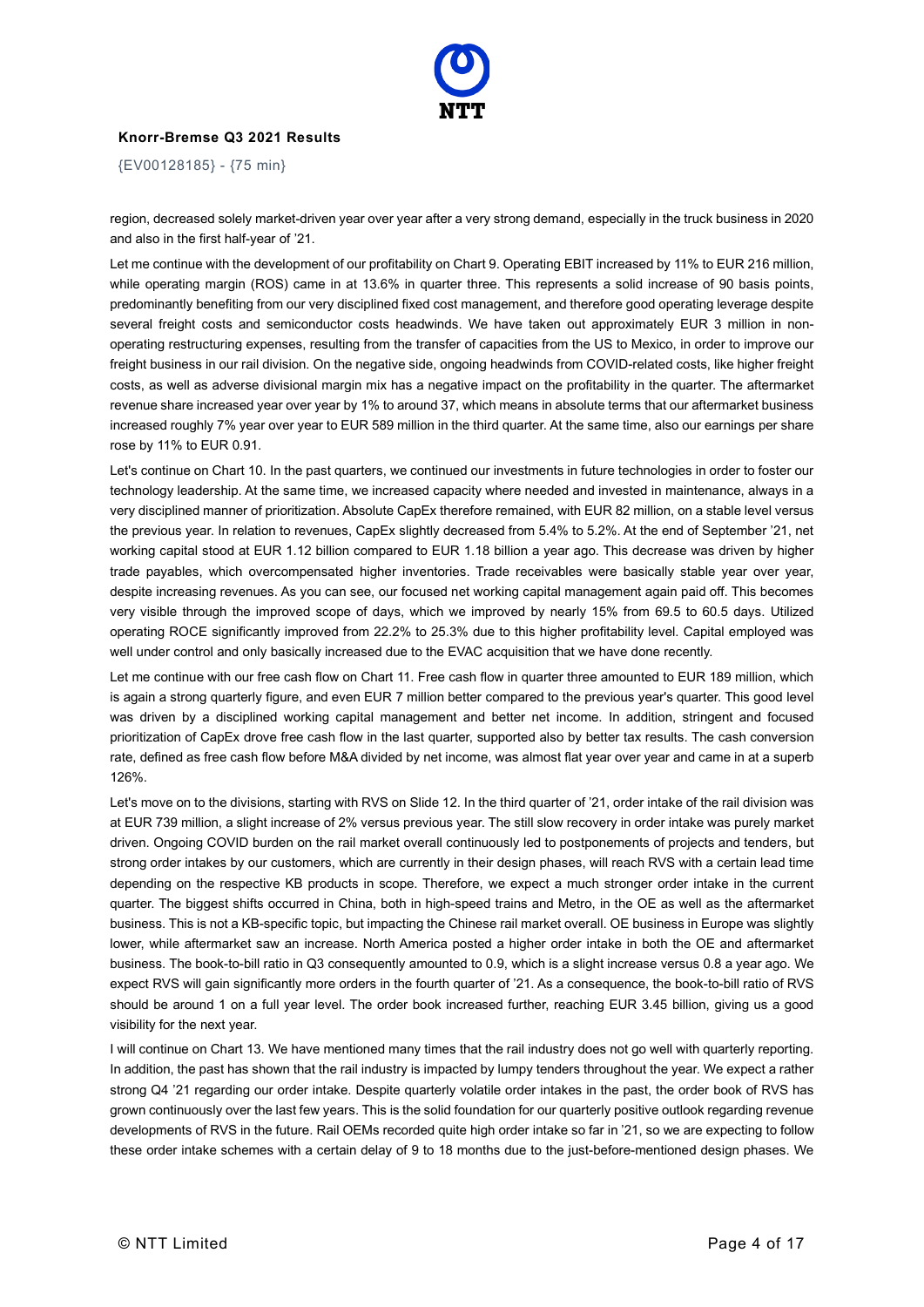region, decreased solely market-driven year over year after a very strong demand, especially in the truck business in 2020 and also in the first half-year of '21.

Let me continue with the development of our profitability on Chart 9. Operating EBIT increased by 11% to EUR 216 million, while operating margin (ROS) came in at 13.6% in quarter three. This represents a solid increase of 90 basis points, predominantly benefiting from our very disciplined fixed cost management, and therefore good operating leverage despite several freight costs and semiconductor costs headwinds. We have taken out approximately EUR 3 million in non-operating restructuring expenses, resulting from the transfer of capacities from the US to Mexico, in order to improve our freight business in our rail division. On the negative side, ongoing headwinds from COVID-related costs, like higher freight costs, as well as adverse divisional margin mix has a negative impact on the profitability in the quarter. The aftermarket revenue share increased year over year by 1% to around 37, which means in absolute terms that our aftermarket business increased roughly 7% year over year to EUR 589 million in the third quarter. At the same time, also our earnings per share rose by 11% to EUR 0.91.

Let's continue on Chart 10. In the past quarters, we continued our investments in future technologies in order to foster our technology leadership. At the same time, we increased capacity where needed and invested in maintenance, always in a very disciplined manner of prioritization. Absolute CapEx therefore remained, with EUR 82 million, on a stable level versus the previous year. In relation to revenues, CapEx slightly decreased from 5.4% to 5.2%. At the end of September '21, net working capital stood at EUR 1.12 billion compared to EUR 1.18 billion a year ago. This decrease was driven by higher trade payables, which overcompensated higher inventories. Trade receivables were basically stable year over year, despite increasing revenues. As you can see, our focused net working capital management again paid off. This becomes very visible through the improved scope of days, which we improved by nearly 15% from 69.5 to 60.5 days. Utilized operating ROCE significantly improved from 22.2% to 25.3% due to this higher profitability level. Capital employed was well under control and only basically increased due to the EVAC acquisition that we have done recently.

Let me continue with our free cash flow on Chart 11. Free cash flow in quarter three amounted to EUR 189 million, which is again a strong quarterly figure, and even EUR 7 million better compared to the previous year's quarter. This good level was driven by a disciplined working capital management and better net income. In addition, stringent and focused prioritization of CapEx drove free cash flow in the last quarter, supported also by better tax results. The cash conversion rate, defined as free cash flow before M&A divided by net income, was almost flat year over year and came in at a superb 126%.

Let's move on to the divisions, starting with RVS on Slide 12. In the third quarter of '21, order intake of the rail division was at EUR 739 million, a slight increase of 2% versus previous year. The still slow recovery in order intake was purely market driven. Ongoing COVID burden on the rail market overall continuously led to postponements of projects and tenders, but strong order intakes by our customers, which are currently in their design phases, will reach RVS with a certain lead time depending on the respective KB products in scope. Therefore, we expect a much stronger order intake in the current quarter. The biggest shifts occurred in China, both in high-speed trains and Metro, in the OE as well as the aftermarket business. This is not a KB-specific topic, but impacting the Chinese rail market overall. OE business in Europe was slightly lower, while aftermarket saw an increase. North America posted a higher order intake in both the OE and aftermarket business. The book-to-bill ratio in Q3 consequently amounted to 0.9, which is a slight increase versus 0.8 a year ago. We expect RVS will gain significantly more orders in the fourth quarter of '21. As a consequence, the book-to-bill ratio of RVS should be around 1 on a full year level. The order book increased further, reaching EUR 3.45 billion, giving us a good visibility for the next year.

I will continue on Chart 13. We have mentioned many times that the rail industry does not go well with quarterly reporting. In addition, the past has shown that the rail industry is impacted by lumpy tenders throughout the year. We expect a rather strong Q4 '21 regarding our order intake. Despite quarterly volatile order intakes in the past, the order book of RVS has grown continuously over the last few years. This is the solid foundation for our quarterly positive outlook regarding revenue developments of RVS in the future. Rail OEMs recorded quite high order intake so far in '21, so we are expecting to follow these order intake schemes with a certain delay of 9 to 18 months due to the just-before-mentioned design phases. We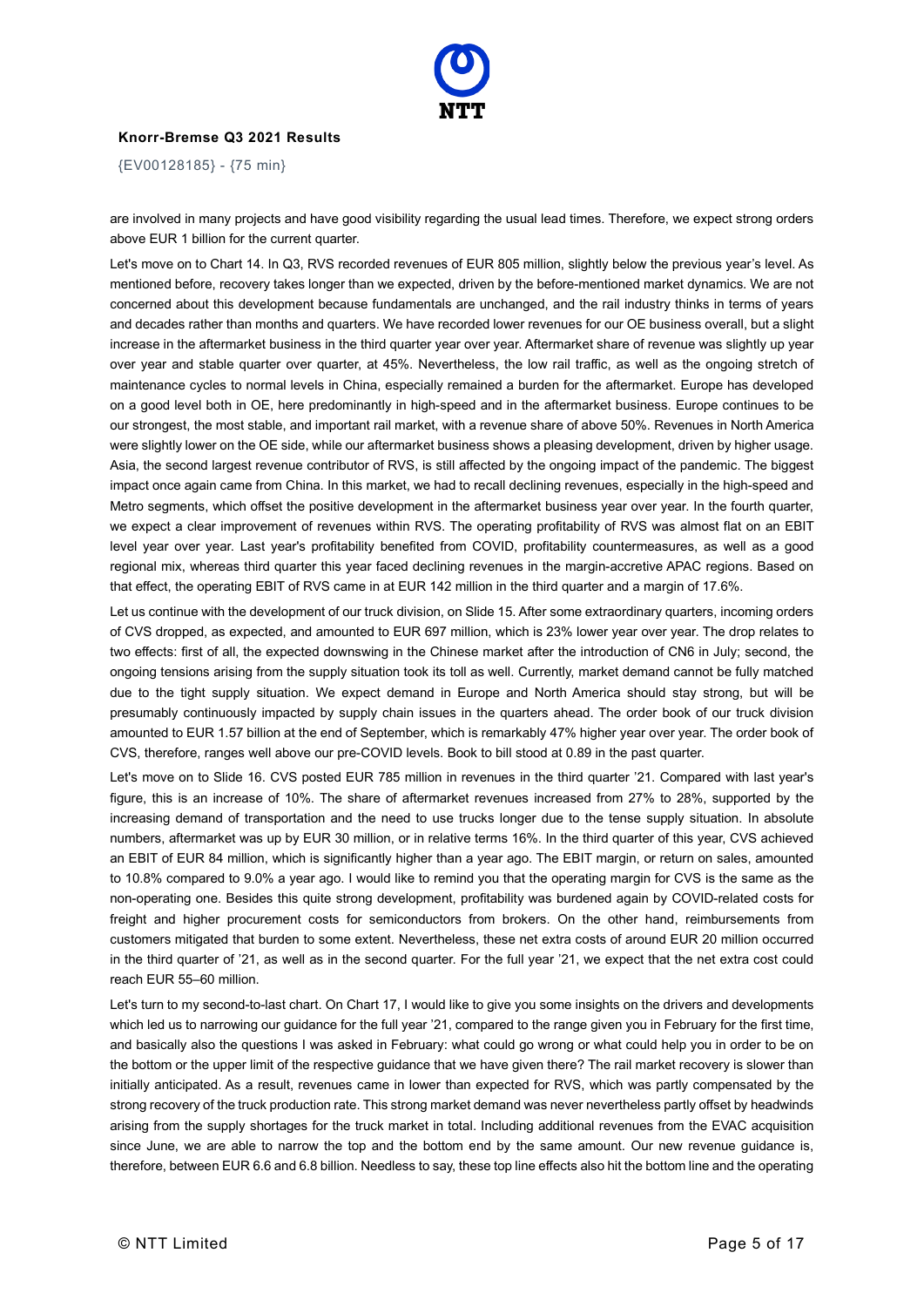are involved in many projects and have good visibility regarding the usual lead times. Therefore, we expect strong orders above EUR 1 billion for the current quarter.

Let's move on to Chart 14. In Q3, RVS recorded revenues of EUR 805 million, slightly below the previous year's level. As mentioned before, recovery takes longer than we expected, driven by the before-mentioned market dynamics. We are not concerned about this development because fundamentals are unchanged, and the rail industry thinks in terms of years and decades rather than months and quarters. We have recorded lower revenues for our OE business overall, but a slight increase in the aftermarket business in the third quarter year over year. Aftermarket share of revenue was slightly up year over year and stable quarter over quarter, at 45%. Nevertheless, the low rail traffic, as well as the ongoing stretch of maintenance cycles to normal levels in China, especially remained a burden for the aftermarket. Europe has developed on a good level both in OE, here predominantly in high-speed and in the aftermarket business. Europe continues to be our strongest, the most stable, and important rail market, with a revenue share of above 50%. Revenues in North America were slightly lower on the OE side, while our aftermarket business shows a pleasing development, driven by higher usage. Asia, the second largest revenue contributor of RVS, is still affected by the ongoing impact of the pandemic. The biggest impact once again came from China. In this market, we had to recall declining revenues, especially in the high-speed and Metro segments, which offset the positive development in the aftermarket business year over year. In the fourth quarter, we expect a clear improvement of revenues within RVS. The operating profitability of RVS was almost flat on an EBIT level year over year. Last year's profitability benefited from COVID, profitability countermeasures, as well as a good regional mix, whereas third quarter this year faced declining revenues in the margin-accretive APAC regions. Based on that effect, the operating EBIT of RVS came in at EUR 142 million in the third quarter and a margin of 17.6%.

Let us continue with the development of our truck division, on Slide 15. After some extraordinary quarters, incoming orders of CVS dropped, as expected, and amounted to EUR 697 million, which is 23% lower year over year. The drop relates to two effects: first of all, the expected downswing in the Chinese market after the introduction of CN6 in July; second, the ongoing tensions arising from the supply situation took its toll as well. Currently, market demand cannot be fully matched due to the tight supply situation. We expect demand in Europe and North America should stay strong, but will be presumably continuously impacted by supply chain issues in the quarters ahead. The order book of our truck division amounted to EUR 1.57 billion at the end of September, which is remarkably 47% higher year over year. The order book of CVS, therefore, ranges well above our pre-COVID levels. Book to bill stood at 0.89 in the past quarter.

Let's move on to Slide 16. CVS posted EUR 785 million in revenues in the third quarter '21. Compared with last year's figure, this is an increase of 10%. The share of aftermarket revenues increased from 27% to 28%, supported by the increasing demand of transportation and the need to use trucks longer due to the tense supply situation. In absolute numbers, aftermarket was up by EUR 30 million, or in relative terms 16%. In the third quarter of this year, CVS achieved an EBIT of EUR 84 million, which is significantly higher than a year ago. The EBIT margin, or return on sales, amounted to 10.8% compared to 9.0% a year ago. I would like to remind you that the operating margin for CVS is the same as the non-operating one. Besides this quite strong development, profitability was burdened again by COVID-related costs for freight and higher procurement costs for semiconductors from brokers. On the other hand, reimbursements from customers mitigated that burden to some extent. Nevertheless, these net extra costs of around EUR 20 million occurred in the third quarter of '21, as well as in the second quarter. For the full year '21, we expect that the net extra cost could reach EUR 55–60 million.

Let's turn to my second-to-last chart. On Chart 17, I would like to give you some insights on the drivers and developments which led us to narrowing our guidance for the full year '21, compared to the range given you in February for the first time, and basically also the questions I was asked in February: what could go wrong or what could help you in order to be on the bottom or the upper limit of the respective guidance that we have given there? The rail market recovery is slower than initially anticipated. As a result, revenues came in lower than expected for RVS, which was partly compensated by the strong recovery of the truck production rate. This strong market demand was never nevertheless partly offset by headwinds arising from the supply shortages for the truck market in total. Including additional revenues from the EVAC acquisition since June, we are able to narrow the top and the bottom end by the same amount. Our new revenue guidance is, therefore, between EUR 6.6 and 6.8 billion. Needless to say, these top line effects also hit the bottom line and the operating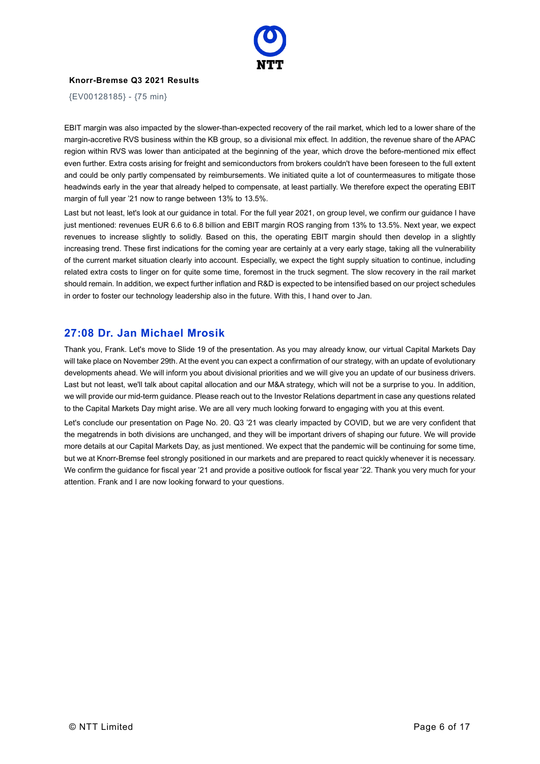EBIT margin was also impacted by the slower-than-expected recovery of the rail market, which led to a lower share of the margin-accretive RVS business within the KB group, so a divisional mix effect. In addition, the revenue share of the APAC region within RVS was lower than anticipated at the beginning of the year, which drove the before-mentioned mix effect even further. Extra costs arising for freight and semiconductors from brokers couldn't have been foreseen to the full extent and could be only partly compensated by reimbursements. We initiated quite a lot of countermeasures to mitigate those headwinds early in the year that already helped to compensate, at least partially. We therefore expect the operating EBIT margin of full year '21 now to range between 13% to 13.5%.

Last but not least, let's look at our guidance in total. For the full year 2021, on group level, we confirm our guidance I have just mentioned: revenues EUR 6.6 to 6.8 billion and EBIT margin ROS ranging from 13% to 13.5%. Next year, we expect revenues to increase slightly to solidly. Based on this, the operating EBIT margin should then develop in a slightly increasing trend. These first indications for the coming year are certainly at a very early stage, taking all the vulnerability of the current market situation clearly into account. Especially, we expect the tight supply situation to continue, including related extra costs to linger on for quite some time, foremost in the truck segment. The slow recovery in the rail market should remain. In addition, we expect further inflation and R&D is expected to be intensified based on our project schedules in order to foster our technology leadership also in the future. With this, I hand over to Jan.

## 27:08 Dr. Jan Michael Mrosik

Thank you, Frank. Let's move to Slide 19 of the presentation. As you may already know, our virtual Capital Markets Day will take place on November 29th. At the event you can expect a confirmation of our strategy, with an update of evolutionary developments ahead. We will inform you about divisional priorities and we will give you an update of our business drivers. Last but not least, we'll talk about capital allocation and our M&A strategy, which will not be a surprise to you. In addition, we will provide our mid-term guidance. Please reach out to the Investor Relations department in case any questions related to the Capital Markets Day might arise. We are all very much looking forward to engaging with you at this event.

Let's conclude our presentation on Page No. 20. Q3 '21 was clearly impacted by COVID, but we are very confident that the megatrends in both divisions are unchanged, and they will be important drivers of shaping our future. We will provide more details at our Capital Markets Day, as just mentioned. We expect that the pandemic will be continuing for some time, but we at Knorr-Bremse feel strongly positioned in our markets and are prepared to react quickly whenever it is necessary. We confirm the guidance for fiscal year '21 and provide a positive outlook for fiscal year '22. Thank you very much for your attention. Frank and I are now looking forward to your questions.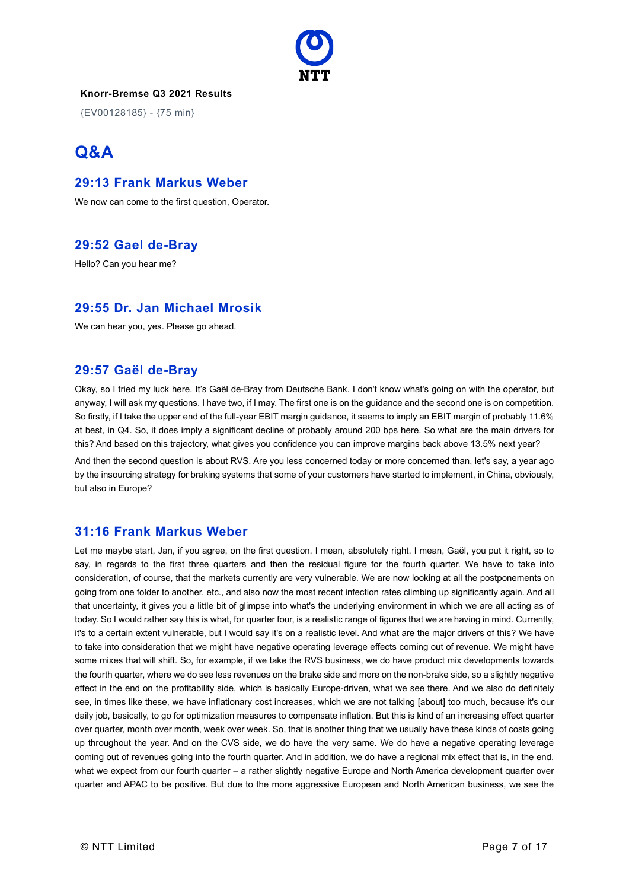Knorr-Bremse Q3 2021 Results

{EV00128185} - {75 min}

# Q&A

## 29:13 Frank Markus Weber

We now can come to the first question, Operator.

## 29:52 Gael de-Bray

Hello? Can you hear me?

## 29:55 Dr. Jan Michael Mrosik

We can hear you, yes. Please go ahead.

## 29:57 Gaël de-Bray

Okay, so I tried my luck here. It's Gaël de-Bray from Deutsche Bank. I don't know what's going on with the operator, but anyway, I will ask my questions. I have two, if I may. The first one is on the guidance and the second one is on competition. So firstly, if I take the upper end of the full-year EBIT margin guidance, it seems to imply an EBIT margin of probably 11.6% at best, in Q4. So, it does imply a significant decline of probably around 200 bps here. So what are the main drivers for this? And based on this trajectory, what gives you confidence you can improve margins back above 13.5% next year?

And then the second question is about RVS. Are you less concerned today or more concerned than, let's say, a year ago by the insourcing strategy for braking systems that some of your customers have started to implement, in China, obviously, but also in Europe?

## 31:16 Frank Markus Weber

Let me maybe start, Jan, if you agree, on the first question. I mean, absolutely right. I mean, Gaël, you put it right, so to say, in regards to the first three quarters and then the residual figure for the fourth quarter. We have to take into consideration, of course, that the markets currently are very vulnerable. We are now looking at all the postponements on going from one folder to another, etc., and also now the most recent infection rates climbing up significantly again. And all that uncertainty, it gives you a little bit of glimpse into what's the underlying environment in which we are all acting as of today. So I would rather say this is what, for quarter four, is a realistic range of figures that we are having in mind. Currently, it's to a certain extent vulnerable, but I would say it's on a realistic level. And what are the major drivers of this? We have to take into consideration that we might have negative operating leverage effects coming out of revenue. We might have some mixes that will shift. So, for example, if we take the RVS business, we do have product mix developments towards the fourth quarter, where we do see less revenues on the brake side and more on the non-brake side, so a slightly negative effect in the end on the profitability side, which is basically Europe-driven, what we see there. And we also do definitely see, in times like these, we have inflationary cost increases, which we are not talking [about] too much, because it's our daily job, basically, to go for optimization measures to compensate inflation. But this is kind of an increasing effect quarter over quarter, month over month, week over week. So, that is another thing that we usually have these kinds of costs going up throughout the year. And on the CVS side, we do have the very same. We do have a negative operating leverage coming out of revenues going into the fourth quarter. And in addition, we do have a regional mix effect that is, in the end, what we expect from our fourth quarter – a rather slightly negative Europe and North America development quarter over quarter and APAC to be positive. But due to the more aggressive European and North American business, we see the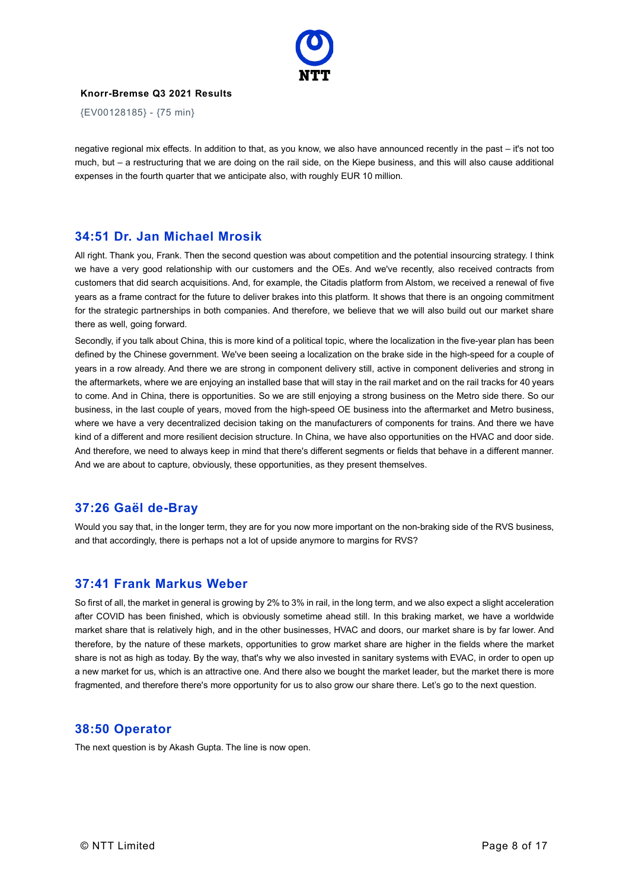negative regional mix effects. In addition to that, as you know, we also have announced recently in the past – it's not too much, but – a restructuring that we are doing on the rail side, on the Kiepe business, and this will also cause additional expenses in the fourth quarter that we anticipate also, with roughly EUR 10 million.

## 34:51 Dr. Jan Michael Mrosik

All right. Thank you, Frank. Then the second question was about competition and the potential insourcing strategy. I think we have a very good relationship with our customers and the OEs. And we've recently, also received contracts from customers that did search acquisitions. And, for example, the Citadis platform from Alstom, we received a renewal of five years as a frame contract for the future to deliver brakes into this platform. It shows that there is an ongoing commitment for the strategic partnerships in both companies. And therefore, we believe that we will also build out our market share there as well, going forward.

Secondly, if you talk about China, this is more kind of a political topic, where the localization in the five-year plan has been defined by the Chinese government. We've been seeing a localization on the brake side in the high-speed for a couple of years in a row already. And there we are strong in component delivery still, active in component deliveries and strong in the aftermarkets, where we are enjoying an installed base that will stay in the rail market and on the rail tracks for 40 years to come. And in China, there is opportunities. So we are still enjoying a strong business on the Metro side there. So our business, in the last couple of years, moved from the high-speed OE business into the aftermarket and Metro business, where we have a very decentralized decision taking on the manufacturers of components for trains. And there we have kind of a different and more resilient decision structure. In China, we have also opportunities on the HVAC and door side. And therefore, we need to always keep in mind that there's different segments or fields that behave in a different manner. And we are about to capture, obviously, these opportunities, as they present themselves.

## 37:26 Gaël de-Bray

Would you say that, in the longer term, they are for you now more important on the non-braking side of the RVS business, and that accordingly, there is perhaps not a lot of upside anymore to margins for RVS?

## 37:41 Frank Markus Weber

So first of all, the market in general is growing by 2% to 3% in rail, in the long term, and we also expect a slight acceleration after COVID has been finished, which is obviously sometime ahead still. In this braking market, we have a worldwide market share that is relatively high, and in the other businesses, HVAC and doors, our market share is by far lower. And therefore, by the nature of these markets, opportunities to grow market share are higher in the fields where the market share is not as high as today. By the way, that's why we also invested in sanitary systems with EVAC, in order to open up a new market for us, which is an attractive one. And there also we bought the market leader, but the market there is more fragmented, and therefore there's more opportunity for us to also grow our share there. Let's go to the next question.

## 38:50 Operator

The next question is by Akash Gupta. The line is now open.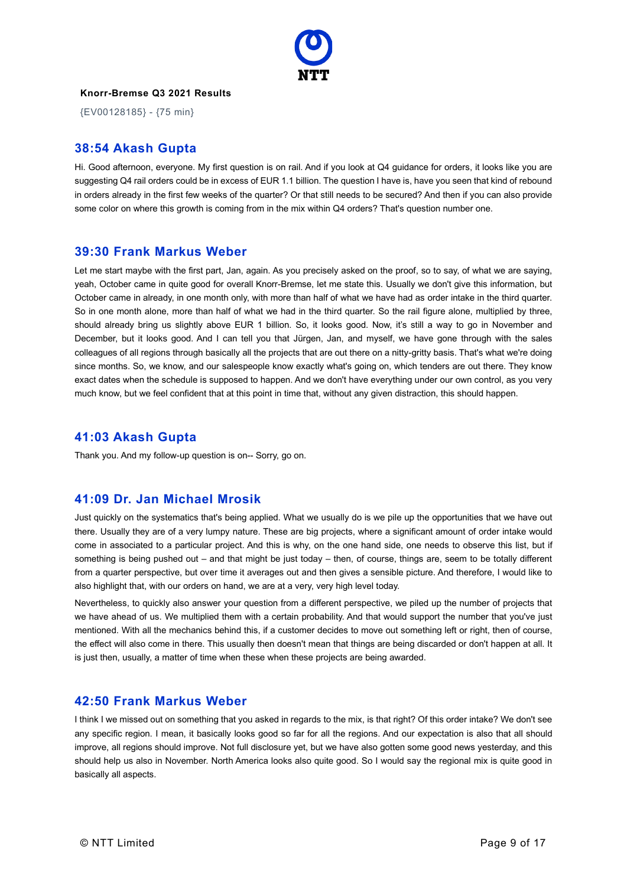**Knorr-Bremse Q3 2021 Results**

{EV00128185} - {75 min}

## 38:54 Akash Gupta

Hi. Good afternoon, everyone. My first question is on rail. And if you look at Q4 guidance for orders, it looks like you are suggesting Q4 rail orders could be in excess of EUR 1.1 billion. The question I have is, have you seen that kind of rebound in orders already in the first few weeks of the quarter? Or that still needs to be secured? And then if you can also provide some color on where this growth is coming from in the mix within Q4 orders? That's question number one.

## 39:30 Frank Markus Weber

Let me start maybe with the first part, Jan, again. As you precisely asked on the proof, so to say, of what we are saying, yeah, October came in quite good for overall Knorr-Bremse, let me state this. Usually we don't give this information, but October came in already, in one month only, with more than half of what we have had as order intake in the third quarter. So in one month alone, more than half of what we had in the third quarter. So the rail figure alone, multiplied by three, should already bring us slightly above EUR 1 billion. So, it looks good. Now, it's still a way to go in November and December, but it looks good. And I can tell you that Jürgen, Jan, and myself, we have gone through with the sales colleagues of all regions through basically all the projects that are out there on a nitty-gritty basis. That's what we're doing since months. So, we know, and our salespeople know exactly what's going on, which tenders are out there. They know exact dates when the schedule is supposed to happen. And we don't have everything under our own control, as you very much know, but we feel confident that at this point in time that, without any given distraction, this should happen.

## 41:03 Akash Gupta

Thank you. And my follow-up question is on-- Sorry, go on.

## 41:09 Dr. Jan Michael Mrosik

Just quickly on the systematics that's being applied. What we usually do is we pile up the opportunities that we have out there. Usually they are of a very lumpy nature. These are big projects, where a significant amount of order intake would come in associated to a particular project. And this is why, on the one hand side, one needs to observe this list, but if something is being pushed out – and that might be just today – then, of course, things are, seem to be totally different from a quarter perspective, but over time it averages out and then gives a sensible picture. And therefore, I would like to also highlight that, with our orders on hand, we are at a very, very high level today.

Nevertheless, to quickly also answer your question from a different perspective, we piled up the number of projects that we have ahead of us. We multiplied them with a certain probability. And that would support the number that you've just mentioned. With all the mechanics behind this, if a customer decides to move out something left or right, then of course, the effect will also come in there. This usually then doesn't mean that things are being discarded or don't happen at all. It is just then, usually, a matter of time when these when these projects are being awarded.

## 42:50 Frank Markus Weber

I think I we missed out on something that you asked in regards to the mix, is that right? Of this order intake? We don't see any specific region. I mean, it basically looks good so far for all the regions. And our expectation is also that all should improve, all regions should improve. Not full disclosure yet, but we have also gotten some good news yesterday, and this should help us also in November. North America looks also quite good. So I would say the regional mix is quite good in basically all aspects.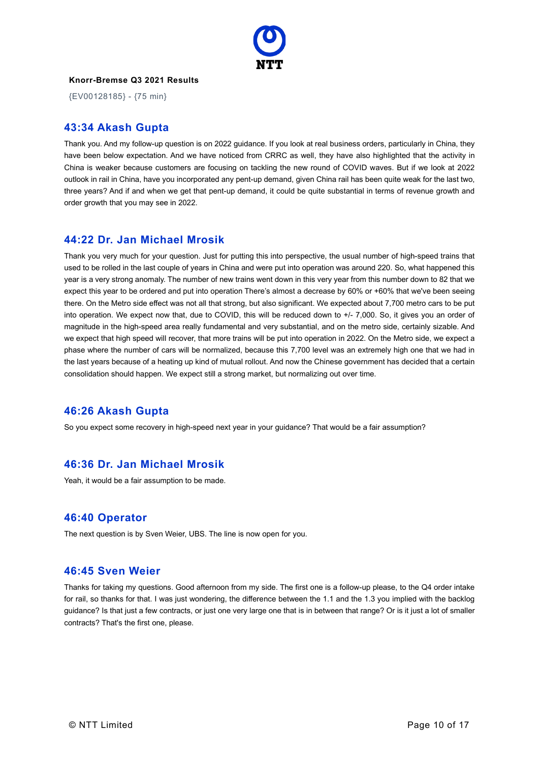**Knorr-Bremse Q3 2021 Results**

{EV00128185} - {75 min}

## 43:34 Akash Gupta

Thank you. And my follow-up question is on 2022 guidance. If you look at real business orders, particularly in China, they have been below expectation. And we have noticed from CRRC as well, they have also highlighted that the activity in China is weaker because customers are focusing on tackling the new round of COVID waves. But if we look at 2022 outlook in rail in China, have you incorporated any pent-up demand, given China rail has been quite weak for the last two, three years? And if and when we get that pent-up demand, it could be quite substantial in terms of revenue growth and order growth that you may see in 2022.

## 44:22 Dr. Jan Michael Mrosik

Thank you very much for your question. Just for putting this into perspective, the usual number of high-speed trains that used to be rolled in the last couple of years in China and were put into operation was around 220. So, what happened this year is a very strong anomaly. The number of new trains went down in this very year from this number down to 82 that we expect this year to be ordered and put into operation There's almost a decrease by 60% or +60% that we've been seeing there. On the Metro side effect was not all that strong, but also significant. We expected about 7,700 metro cars to be put into operation. We expect now that, due to COVID, this will be reduced down to +/- 7,000. So, it gives you an order of magnitude in the high-speed area really fundamental and very substantial, and on the metro side, certainly sizable. And we expect that high speed will recover, that more trains will be put into operation in 2022. On the Metro side, we expect a phase where the number of cars will be normalized, because this 7,700 level was an extremely high one that we had in the last years because of a heating up kind of mutual rollout. And now the Chinese government has decided that a certain consolidation should happen. We expect still a strong market, but normalizing out over time.

## 46:26 Akash Gupta

So you expect some recovery in high-speed next year in your guidance? That would be a fair assumption?

## 46:36 Dr. Jan Michael Mrosik

Yeah, it would be a fair assumption to be made.

## 46:40 Operator

The next question is by Sven Weier, UBS. The line is now open for you.

## 46:45 Sven Weier

Thanks for taking my questions. Good afternoon from my side. The first one is a follow-up please, to the Q4 order intake for rail, so thanks for that. I was just wondering, the difference between the 1.1 and the 1.3 you implied with the backlog guidance? Is that just a few contracts, or just one very large one that is in between that range? Or is it just a lot of smaller contracts? That's the first one, please.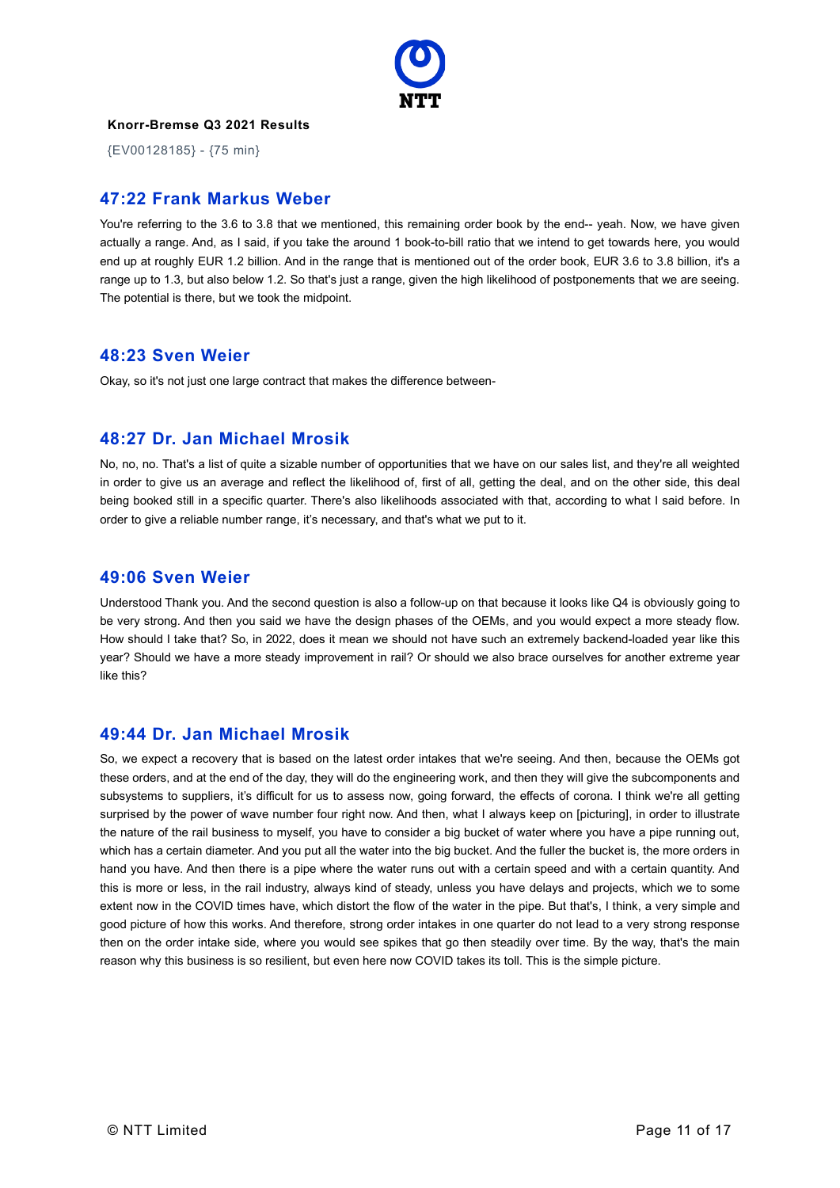## 47:22 Frank Markus Weber

You're referring to the 3.6 to 3.8 that we mentioned, this remaining order book by the end-- yeah. Now, we have given actually a range. And, as I said, if you take the around 1 book-to-bill ratio that we intend to get towards here, you would end up at roughly EUR 1.2 billion. And in the range that is mentioned out of the order book, EUR 3.6 to 3.8 billion, it's a range up to 1.3, but also below 1.2. So that's just a range, given the high likelihood of postponements that we are seeing. The potential is there, but we took the midpoint.

## 48:23 Sven Weier

Okay, so it's not just one large contract that makes the difference between-

## 48:27 Dr. Jan Michael Mrosik

No, no, no. That's a list of quite a sizable number of opportunities that we have on our sales list, and they're all weighted in order to give us an average and reflect the likelihood of, first of all, getting the deal, and on the other side, this deal being booked still in a specific quarter. There's also likelihoods associated with that, according to what I said before. In order to give a reliable number range, it's necessary, and that's what we put to it.

## 49:06 Sven Weier

Understood Thank you. And the second question is also a follow-up on that because it looks like Q4 is obviously going to be very strong. And then you said we have the design phases of the OEMs, and you would expect a more steady flow. How should I take that? So, in 2022, does it mean we should not have such an extremely backend-loaded year like this year? Should we have a more steady improvement in rail? Or should we also brace ourselves for another extreme year like this?

## 49:44 Dr. Jan Michael Mrosik

So, we expect a recovery that is based on the latest order intakes that we're seeing. And then, because the OEMs got these orders, and at the end of the day, they will do the engineering work, and then they will give the subcomponents and subsystems to suppliers, it's difficult for us to assess now, going forward, the effects of corona. I think we're all getting surprised by the power of wave number four right now. And then, what I always keep on [picturing], in order to illustrate the nature of the rail business to myself, you have to consider a big bucket of water where you have a pipe running out, which has a certain diameter. And you put all the water into the big bucket. And the fuller the bucket is, the more orders in hand you have. And then there is a pipe where the water runs out with a certain speed and with a certain quantity. And this is more or less, in the rail industry, always kind of steady, unless you have delays and projects, which we to some extent now in the COVID times have, which distort the flow of the water in the pipe. But that's, I think, a very simple and good picture of how this works. And therefore, strong order intakes in one quarter do not lead to a very strong response then on the order intake side, where you would see spikes that go then steadily over time. By the way, that's the main reason why this business is so resilient, but even here now COVID takes its toll. This is the simple picture.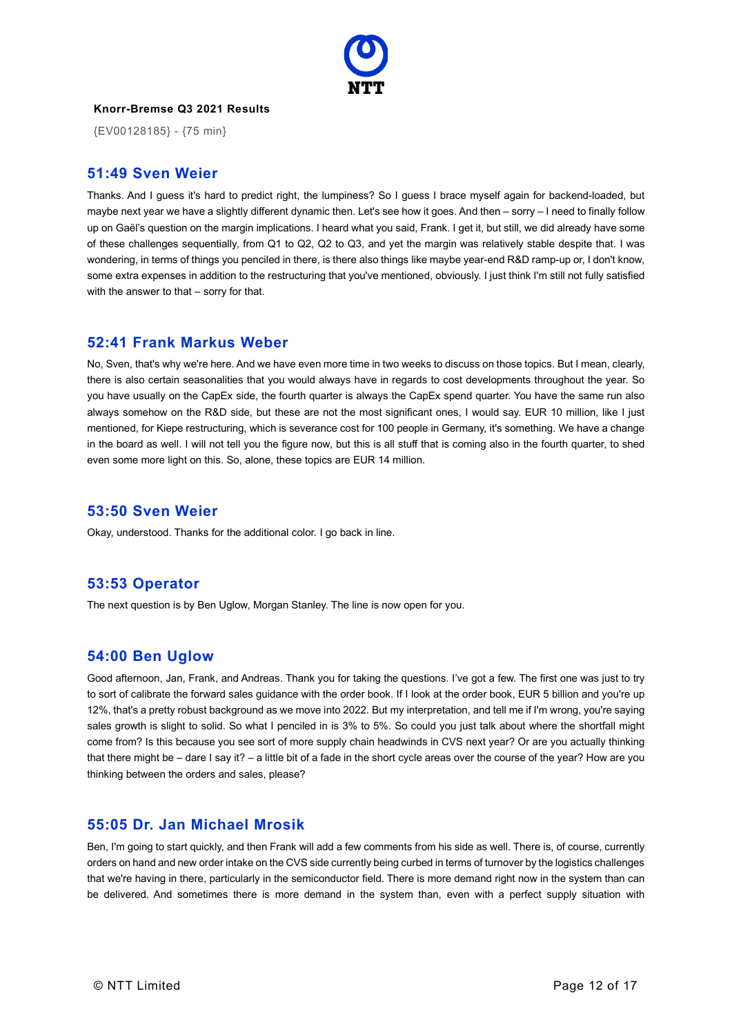## 51:49 Sven Weier

Thanks. And I guess it's hard to predict right, the lumpiness? So I guess I brace myself again for backend-loaded, but maybe next year we have a slightly different dynamic then. Let's see how it goes. And then – sorry – I need to finally follow up on Gaël's question on the margin implications. I heard what you said, Frank. I get it, but still, we did already have some of these challenges sequentially, from Q1 to Q2, Q2 to Q3, and yet the margin was relatively stable despite that. I was wondering, in terms of things you penciled in there, is there also things like maybe year-end R&D ramp-up or, I don't know, some extra expenses in addition to the restructuring that you've mentioned, obviously. I just think I'm still not fully satisfied with the answer to that – sorry for that.

## 52:41 Frank Markus Weber

No, Sven, that's why we're here. And we have even more time in two weeks to discuss on those topics. But I mean, clearly, there is also certain seasonalities that you would always have in regards to cost developments throughout the year. So you have usually on the CapEx side, the fourth quarter is always the CapEx spend quarter. You have the same run also always somehow on the R&D side, but these are not the most significant ones, I would say. EUR 10 million, like I just mentioned, for Kiepe restructuring, which is severance cost for 100 people in Germany, it's something. We have a change in the board as well. I will not tell you the figure now, but this is all stuff that is coming also in the fourth quarter, to shed even some more light on this. So, alone, these topics are EUR 14 million.

## 53:50 Sven Weier

Okay, understood. Thanks for the additional color. I go back in line.

## 53:53 Operator

The next question is by Ben Uglow, Morgan Stanley. The line is now open for you.

## 54:00 Ben Uglow

Good afternoon, Jan, Frank, and Andreas. Thank you for taking the questions. I've got a few. The first one was just to try to sort of calibrate the forward sales guidance with the order book. If I look at the order book, EUR 5 billion and you're up 12%, that's a pretty robust background as we move into 2022. But my interpretation, and tell me if I'm wrong, you're saying sales growth is slight to solid. So what I penciled in is 3% to 5%. So could you just talk about where the shortfall might come from? Is this because you see sort of more supply chain headwinds in CVS next year? Or are you actually thinking that there might be – dare I say it? – a little bit of a fade in the short cycle areas over the course of the year? How are you thinking between the orders and sales, please?

## 55:05 Dr. Jan Michael Mrosik

Ben, I'm going to start quickly, and then Frank will add a few comments from his side as well. There is, of course, currently orders on hand and new order intake on the CVS side currently being curbed in terms of turnover by the logistics challenges that we're having in there, particularly in the semiconductor field. There is more demand right now in the system than can be delivered. And sometimes there is more demand in the system than, even with a perfect supply situation with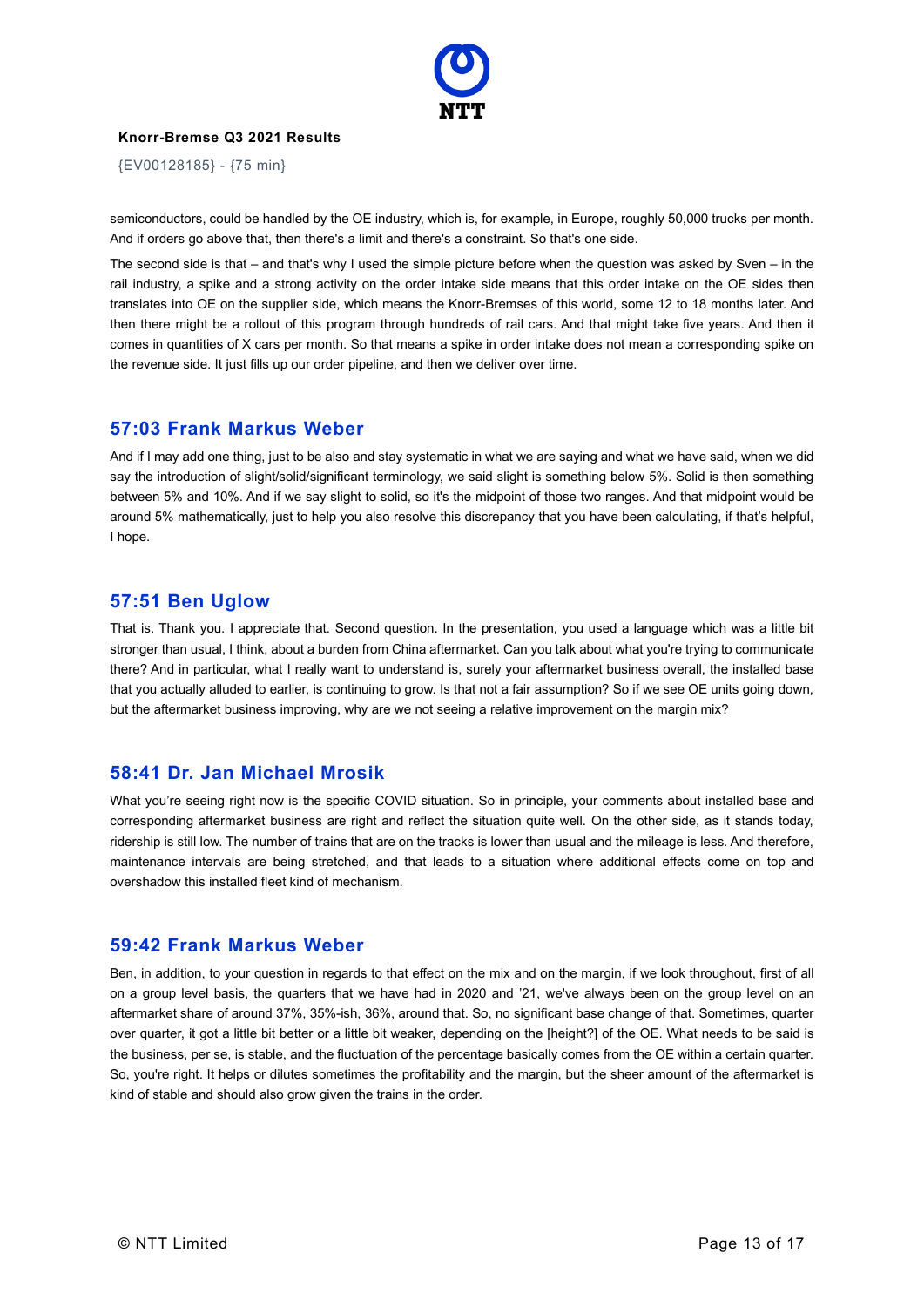semiconductors, could be handled by the OE industry, which is, for example, in Europe, roughly 50,000 trucks per month. And if orders go above that, then there's a limit and there's a constraint. So that's one side.

The second side is that – and that's why I used the simple picture before when the question was asked by Sven – in the rail industry, a spike and a strong activity on the order intake side means that this order intake on the OE sides then translates into OE on the supplier side, which means the Knorr-Bremses of this world, some 12 to 18 months later. And then there might be a rollout of this program through hundreds of rail cars. And that might take five years. And then it comes in quantities of X cars per month. So that means a spike in order intake does not mean a corresponding spike on the revenue side. It just fills up our order pipeline, and then we deliver over time.

## 57:03 Frank Markus Weber

And if I may add one thing, just to be also and stay systematic in what we are saying and what we have said, when we did say the introduction of slight/solid/significant terminology, we said slight is something below 5%. Solid is then something between 5% and 10%. And if we say slight to solid, so it's the midpoint of those two ranges. And that midpoint would be around 5% mathematically, just to help you also resolve this discrepancy that you have been calculating, if that's helpful, I hope.

## 57:51 Ben Uglow

That is. Thank you. I appreciate that. Second question. In the presentation, you used a language which was a little bit stronger than usual, I think, about a burden from China aftermarket. Can you talk about what you're trying to communicate there? And in particular, what I really want to understand is, surely your aftermarket business overall, the installed base that you actually alluded to earlier, is continuing to grow. Is that not a fair assumption? So if we see OE units going down, but the aftermarket business improving, why are we not seeing a relative improvement on the margin mix?

## 58:41 Dr. Jan Michael Mrosik

What you're seeing right now is the specific COVID situation. So in principle, your comments about installed base and corresponding aftermarket business are right and reflect the situation quite well. On the other side, as it stands today, ridership is still low. The number of trains that are on the tracks is lower than usual and the mileage is less. And therefore, maintenance intervals are being stretched, and that leads to a situation where additional effects come on top and overshadow this installed fleet kind of mechanism.

## 59:42 Frank Markus Weber

Ben, in addition, to your question in regards to that effect on the mix and on the margin, if we look throughout, first of all on a group level basis, the quarters that we have had in 2020 and '21, we've always been on the group level on an aftermarket share of around 37%, 35%-ish, 36%, around that. So, no significant base change of that. Sometimes, quarter over quarter, it got a little bit better or a little bit weaker, depending on the [height?] of the OE. What needs to be said is the business, per se, is stable, and the fluctuation of the percentage basically comes from the OE within a certain quarter. So, you're right. It helps or dilutes sometimes the profitability and the margin, but the sheer amount of the aftermarket is kind of stable and should also grow given the trains in the order.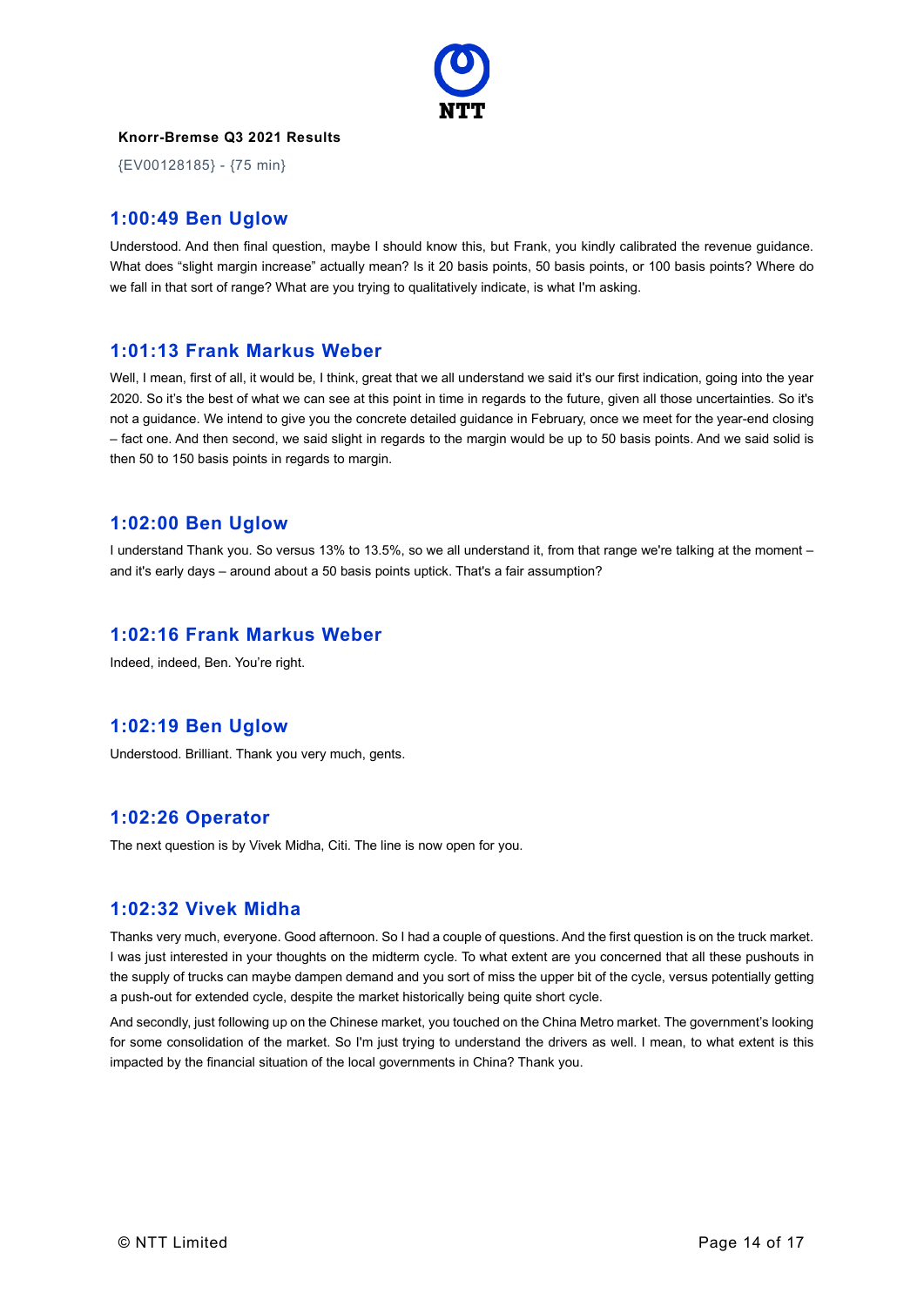**Knorr-Bremse Q3 2021 Results**

{EV00128185} - {75 min}

## 1:00:49 Ben Uglow

Understood. And then final question, maybe I should know this, but Frank, you kindly calibrated the revenue guidance. What does "slight margin increase" actually mean? Is it 20 basis points, 50 basis points, or 100 basis points? Where do we fall in that sort of range? What are you trying to qualitatively indicate, is what I'm asking.

## 1:01:13 Frank Markus Weber

Well, I mean, first of all, it would be, I think, great that we all understand we said it's our first indication, going into the year 2020. So it's the best of what we can see at this point in time in regards to the future, given all those uncertainties. So it's not a guidance. We intend to give you the concrete detailed guidance in February, once we meet for the year-end closing – fact one. And then second, we said slight in regards to the margin would be up to 50 basis points. And we said solid is then 50 to 150 basis points in regards to margin.

## 1:02:00 Ben Uglow

I understand Thank you. So versus 13% to 13.5%, so we all understand it, from that range we're talking at the moment – and it's early days – around about a 50 basis points uptick. That's a fair assumption?

## 1:02:16 Frank Markus Weber

Indeed, indeed, Ben. You're right.

## 1:02:19 Ben Uglow

Understood. Brilliant. Thank you very much, gents.

## 1:02:26 Operator

The next question is by Vivek Midha, Citi. The line is now open for you.

## 1:02:32 Vivek Midha

Thanks very much, everyone. Good afternoon. So I had a couple of questions. And the first question is on the truck market. I was just interested in your thoughts on the midterm cycle. To what extent are you concerned that all these pushouts in the supply of trucks can maybe dampen demand and you sort of miss the upper bit of the cycle, versus potentially getting a push-out for extended cycle, despite the market historically being quite short cycle.

And secondly, just following up on the Chinese market, you touched on the China Metro market. The government's looking for some consolidation of the market. So I'm just trying to understand the drivers as well. I mean, to what extent is this impacted by the financial situation of the local governments in China? Thank you.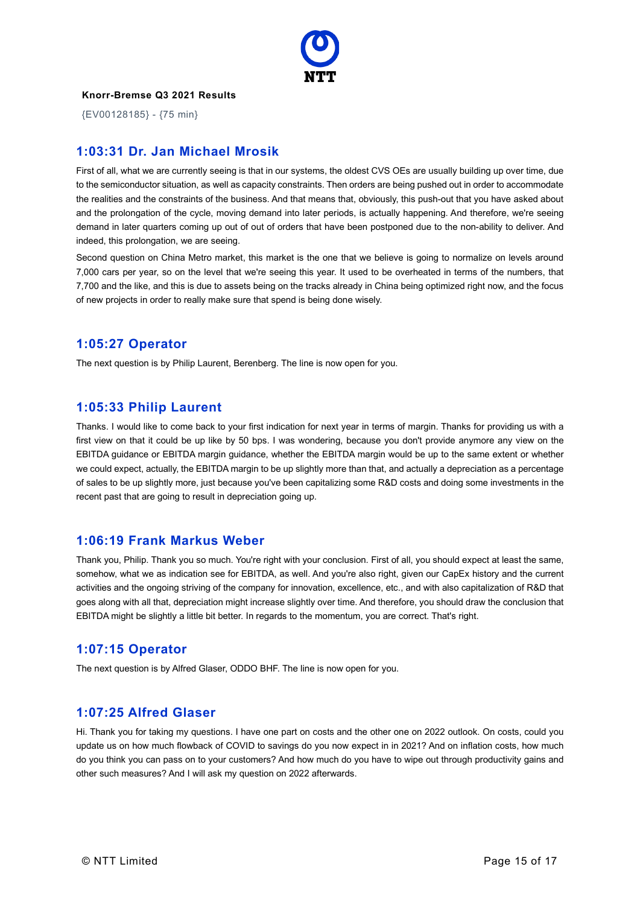## 1:03:31 Dr. Jan Michael Mrosik

First of all, what we are currently seeing is that in our systems, the oldest CVS OEs are usually building up over time, due to the semiconductor situation, as well as capacity constraints. Then orders are being pushed out in order to accommodate the realities and the constraints of the business. And that means that, obviously, this push-out that you have asked about and the prolongation of the cycle, moving demand into later periods, is actually happening. And therefore, we're seeing demand in later quarters coming up out of out of orders that have been postponed due to the non-ability to deliver. And indeed, this prolongation, we are seeing.

Second question on China Metro market, this market is the one that we believe is going to normalize on levels around 7,000 cars per year, so on the level that we're seeing this year. It used to be overheated in terms of the numbers, that 7,700 and the like, and this is due to assets being on the tracks already in China being optimized right now, and the focus of new projects in order to really make sure that spend is being done wisely.

## 1:05:27 Operator

The next question is by Philip Laurent, Berenberg. The line is now open for you.

## 1:05:33 Philip Laurent

Thanks. I would like to come back to your first indication for next year in terms of margin. Thanks for providing us with a first view on that it could be up like by 50 bps. I was wondering, because you don't provide anymore any view on the EBITDA guidance or EBITDA margin guidance, whether the EBITDA margin would be up to the same extent or whether we could expect, actually, the EBITDA margin to be up slightly more than that, and actually a depreciation as a percentage of sales to be up slightly more, just because you've been capitalizing some R&D costs and doing some investments in the recent past that are going to result in depreciation going up.

## 1:06:19 Frank Markus Weber

Thank you, Philip. Thank you so much. You're right with your conclusion. First of all, you should expect at least the same, somehow, what we as indication see for EBITDA, as well. And you're also right, given our CapEx history and the current activities and the ongoing striving of the company for innovation, excellence, etc., and with also capitalization of R&D that goes along with all that, depreciation might increase slightly over time. And therefore, you should draw the conclusion that EBITDA might be slightly a little bit better. In regards to the momentum, you are correct. That's right.

## 1:07:15 Operator

The next question is by Alfred Glaser, ODDO BHF. The line is now open for you.

## 1:07:25 Alfred Glaser

Hi. Thank you for taking my questions. I have one part on costs and the other one on 2022 outlook. On costs, could you update us on how much flowback of COVID to savings do you now expect in in 2021? And on inflation costs, how much do you think you can pass on to your customers? And how much do you have to wipe out through productivity gains and other such measures? And I will ask my question on 2022 afterwards.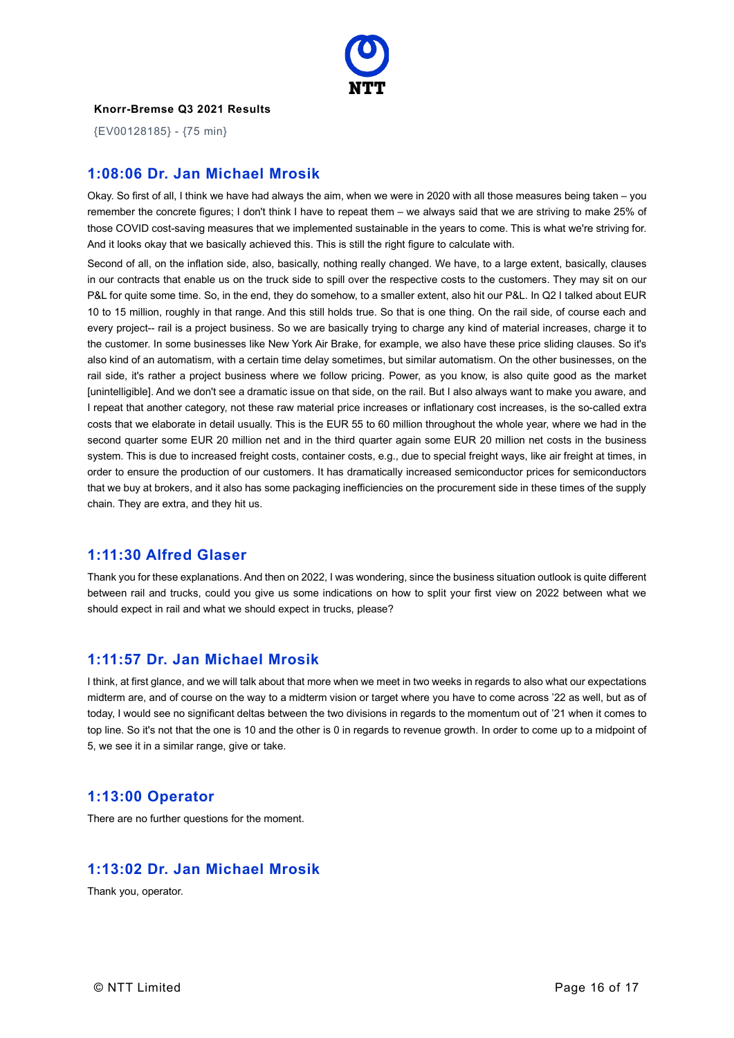**Knorr-Bremse Q3 2021 Results**

{EV00128185} - {75 min}

## 1:08:06 Dr. Jan Michael Mrosik

Okay. So first of all, I think we have had always the aim, when we were in 2020 with all those measures being taken – you remember the concrete figures; I don't think I have to repeat them – we always said that we are striving to make 25% of those COVID cost-saving measures that we implemented sustainable in the years to come. This is what we're striving for. And it looks okay that we basically achieved this. This is still the right figure to calculate with.

Second of all, on the inflation side, also, basically, nothing really changed. We have, to a large extent, basically, clauses in our contracts that enable us on the truck side to spill over the respective costs to the customers. They may sit on our P&L for quite some time. So, in the end, they do somehow, to a smaller extent, also hit our P&L. In Q2 I talked about EUR 10 to 15 million, roughly in that range. And this still holds true. So that is one thing. On the rail side, of course each and every project-- rail is a project business. So we are basically trying to charge any kind of material increases, charge it to the customer. In some businesses like New York Air Brake, for example, we also have these price sliding clauses. So it's also kind of an automatism, with a certain time delay sometimes, but similar automatism. On the other businesses, on the rail side, it's rather a project business where we follow pricing. Power, as you know, is also quite good as the market [unintelligible]. And we don't see a dramatic issue on that side, on the rail. But I also always want to make you aware, and I repeat that another category, not these raw material price increases or inflationary cost increases, is the so-called extra costs that we elaborate in detail usually. This is the EUR 55 to 60 million throughout the whole year, where we had in the second quarter some EUR 20 million net and in the third quarter again some EUR 20 million net costs in the business system. This is due to increased freight costs, container costs, e.g., due to special freight ways, like air freight at times, in order to ensure the production of our customers. It has dramatically increased semiconductor prices for semiconductors that we buy at brokers, and it also has some packaging inefficiencies on the procurement side in these times of the supply chain. They are extra, and they hit us.

## 1:11:30 Alfred Glaser

Thank you for these explanations. And then on 2022, I was wondering, since the business situation outlook is quite different between rail and trucks, could you give us some indications on how to split your first view on 2022 between what we should expect in rail and what we should expect in trucks, please?

## 1:11:57 Dr. Jan Michael Mrosik

I think, at first glance, and we will talk about that more when we meet in two weeks in regards to also what our expectations midterm are, and of course on the way to a midterm vision or target where you have to come across '22 as well, but as of today, I would see no significant deltas between the two divisions in regards to the momentum out of '21 when it comes to top line. So it's not that the one is 10 and the other is 0 in regards to revenue growth. In order to come up to a midpoint of 5, we see it in a similar range, give or take.

## 1:13:00 Operator

There are no further questions for the moment.

## 1:13:02 Dr. Jan Michael Mrosik

Thank you, operator.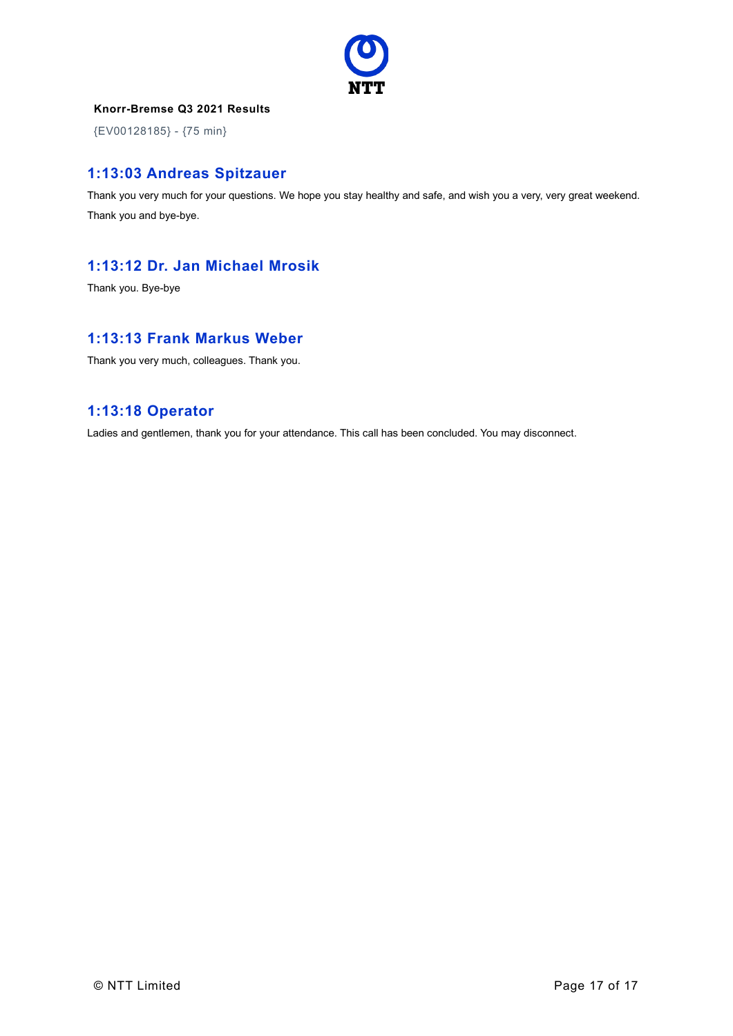**Knorr-Bremse Q3 2021 Results**

{EV00128185} - {75 min}

### 1:13:03 Andreas Spitzauer

Thank you very much for your questions. We hope you stay healthy and safe, and wish you a very, very great weekend. Thank you and bye-bye.

### 1:13:12 Dr. Jan Michael Mrosik

Thank you. Bye-bye

### 1:13:13 Frank Markus Weber

Thank you very much, colleagues. Thank you.

### 1:13:18 Operator

Ladies and gentlemen, thank you for your attendance. This call has been concluded. You may disconnect.